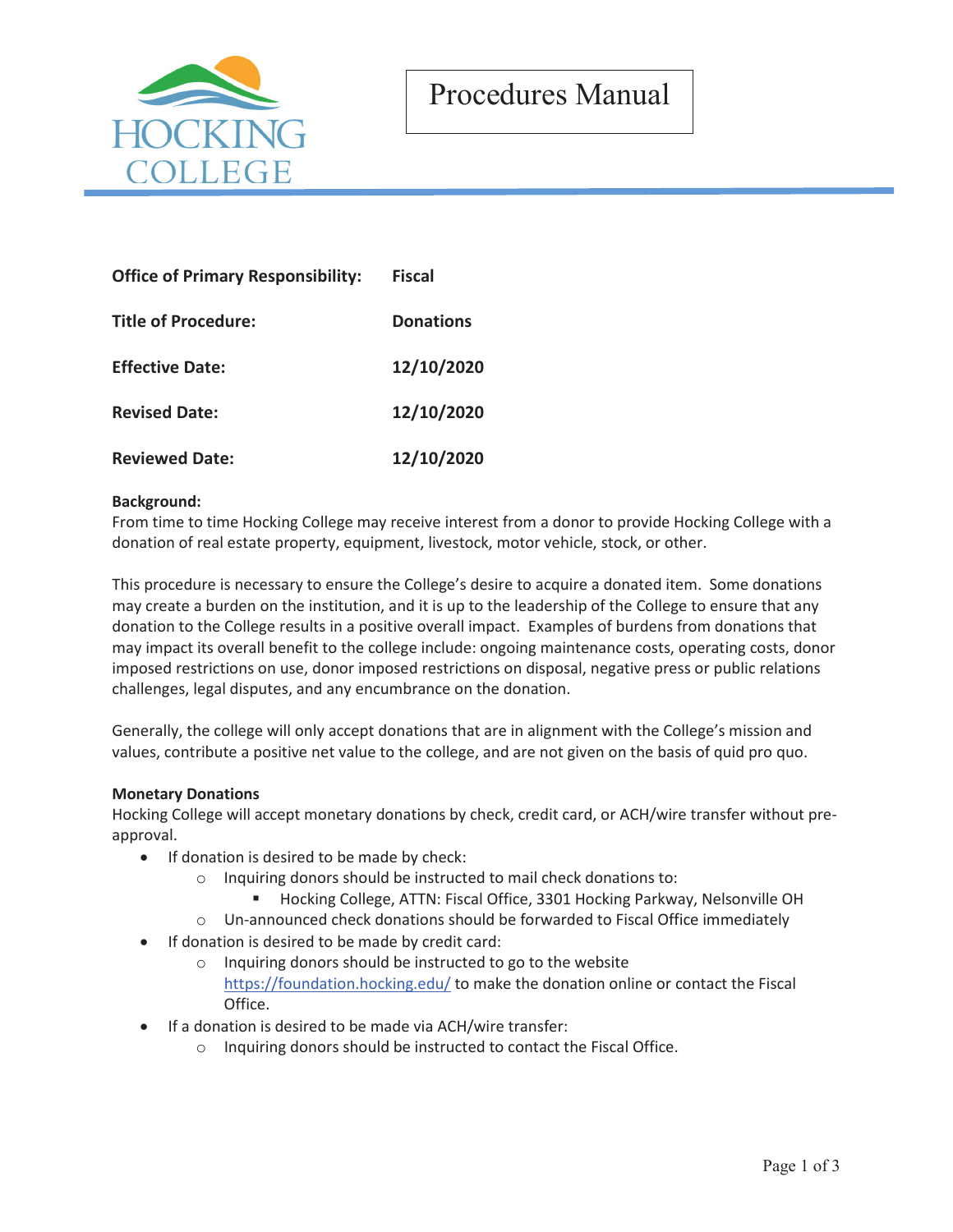# Procedures Manual

| | |
|---|---|
| **Office of Primary Responsibility:** | **Fiscal** |
| **Title of Procedure:** | **Donations** |
| **Effective Date:** | **12/10/2020** |
| **Revised Date:** | **12/10/2020** |
| **Reviewed Date:** | **12/10/2020** |

**Background:**
From time to time Hocking College may receive interest from a donor to provide Hocking College with a donation of real estate property, equipment, livestock, motor vehicle, stock, or other.

This procedure is necessary to ensure the College's desire to acquire a donated item. Some donations may create a burden on the institution, and it is up to the leadership of the College to ensure that any donation to the College results in a positive overall impact. Examples of burdens from donations that may impact its overall benefit to the college include: ongoing maintenance costs, operating costs, donor imposed restrictions on use, donor imposed restrictions on disposal, negative press or public relations challenges, legal disputes, and any encumbrance on the donation.

Generally, the college will only accept donations that are in alignment with the College's mission and values, contribute a positive net value to the college, and are not given on the basis of quid pro quo.

**Monetary Donations**
Hocking College will accept monetary donations by check, credit card, or ACH/wire transfer without pre-approval.

- If donation is desired to be made by check:
  - Inquiring donors should be instructed to mail check donations to:
    - Hocking College, ATTN: Fiscal Office, 3301 Hocking Parkway, Nelsonville OH
  - Un-announced check donations should be forwarded to Fiscal Office immediately
- If donation is desired to be made by credit card:
  - Inquiring donors should be instructed to go to the website https://foundation.hocking.edu/ to make the donation online or contact the Fiscal Office.
- If a donation is desired to be made via ACH/wire transfer:
  - Inquiring donors should be instructed to contact the Fiscal Office.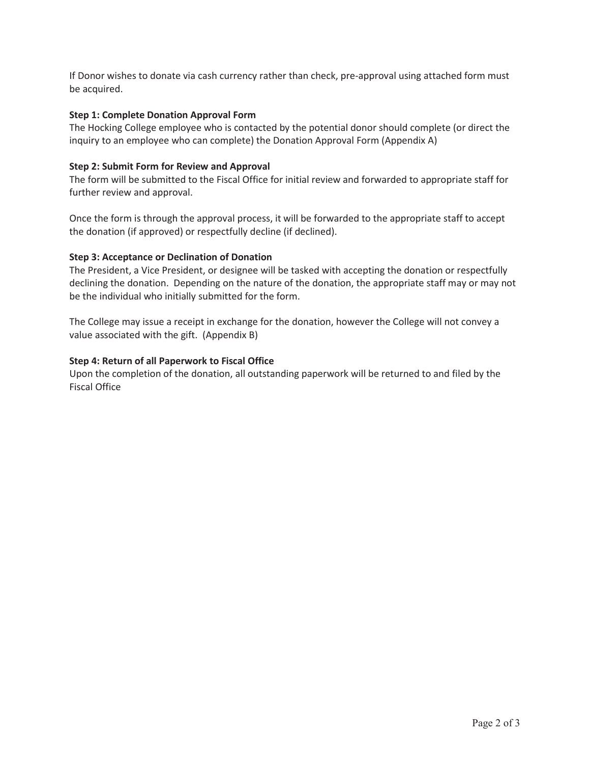If Donor wishes to donate via cash currency rather than check, pre-approval using attached form must be acquired.

**Step 1: Complete Donation Approval Form**

The Hocking College employee who is contacted by the potential donor should complete (or direct the inquiry to an employee who can complete) the Donation Approval Form (Appendix A)

**Step 2: Submit Form for Review and Approval**

The form will be submitted to the Fiscal Office for initial review and forwarded to appropriate staff for further review and approval.

Once the form is through the approval process, it will be forwarded to the appropriate staff to accept the donation (if approved) or respectfully decline (if declined).

**Step 3: Acceptance or Declination of Donation**

The President, a Vice President, or designee will be tasked with accepting the donation or respectfully declining the donation. Depending on the nature of the donation, the appropriate staff may or may not be the individual who initially submitted for the form.

The College may issue a receipt in exchange for the donation, however the College will not convey a value associated with the gift. (Appendix B)

**Step 4: Return of all Paperwork to Fiscal Office**

Upon the completion of the donation, all outstanding paperwork will be returned to and filed by the Fiscal Office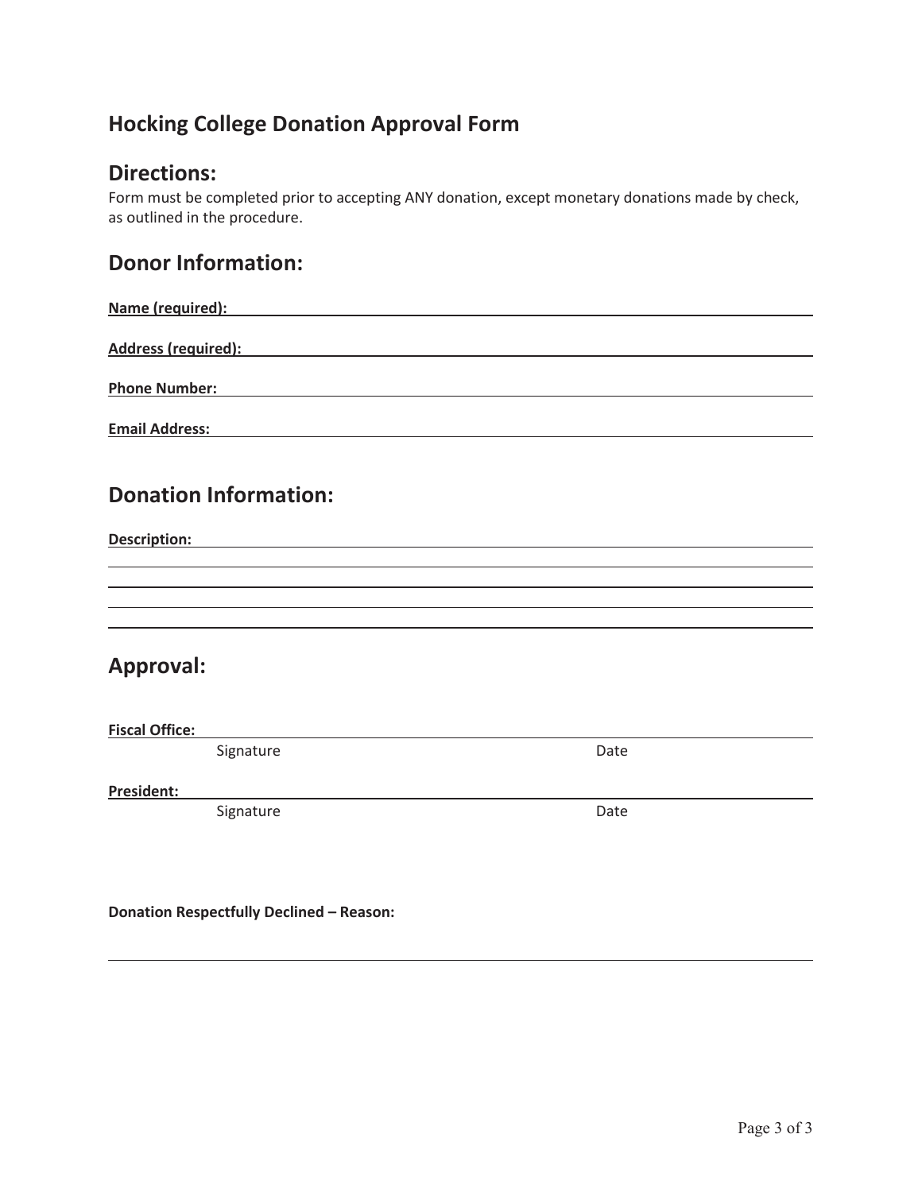# Hocking College Donation Approval Form

## Directions:

Form must be completed prior to accepting ANY donation, except monetary donations made by check, as outlined in the procedure.

## Donor Information:

**Name (required):** ______________________________

**Address (required):** ______________________________

**Phone Number:** ______________________________

**Email Address:** ______________________________

## Donation Information:

**Description:** ______________________________

______________________________

______________________________

______________________________

______________________________

## Approval:

**Fiscal Office:** ______________________________
Signature Date

**President:** ______________________________
Signature Date

**Donation Respectfully Declined – Reason:**

______________________________